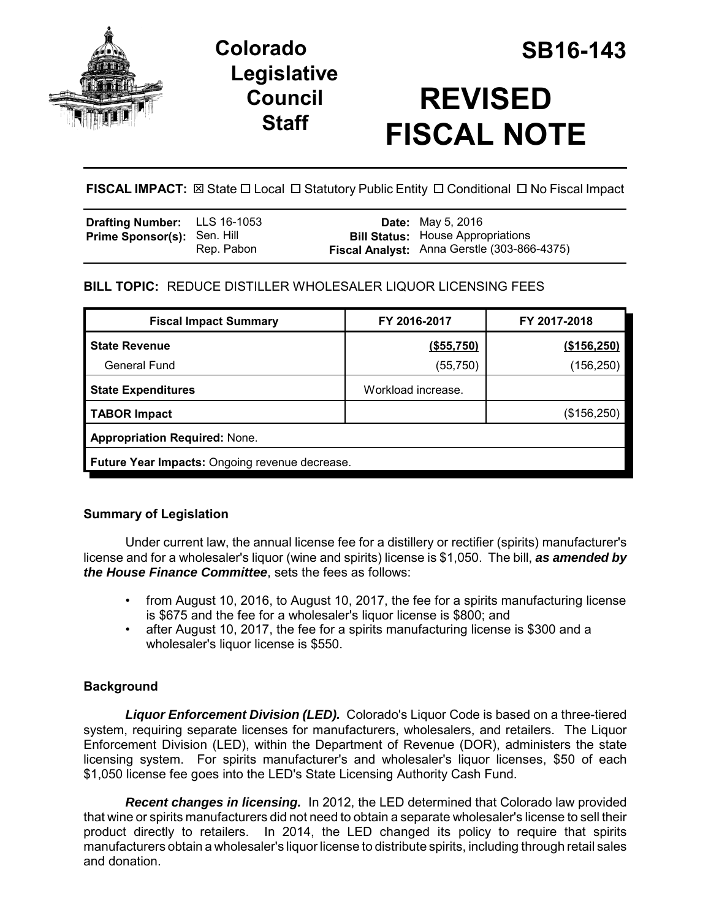# Colorado Legislative Council Staff

# SB16-143

# REVISED FISCAL NOTE

**FISCAL IMPACT:** ☒ State ☐ Local ☐ Statutory Public Entity ☐ Conditional ☐ No Fiscal Impact

| | | | |
|---|---|---|---|
| **Drafting Number:** | LLS 16-1053 | **Date:** | May 5, 2016 |
| **Prime Sponsor(s):** | Sen. Hill<br>Rep. Pabon | **Bill Status:** | House Appropriations |
| | | **Fiscal Analyst:** | Anna Gerstle (303-866-4375) |

**BILL TOPIC:** REDUCE DISTILLER WHOLESALER LIQUOR LICENSING FEES

| Fiscal Impact Summary | FY 2016-2017 | FY 2017-2018 |
|---|---|---|
| **State Revenue** | **(\$55,750)** | **(\$156,250)** |
| General Fund | (55,750) | (156,250) |
| **State Expenditures** | Workload increase. | |
| **TABOR Impact** | | (\$156,250) |
| **Appropriation Required:** None. | | |
| **Future Year Impacts:** Ongoing revenue decrease. | | |

### Summary of Legislation

Under current law, the annual license fee for a distillery or rectifier (spirits) manufacturer's license and for a wholesaler's liquor (wine and spirits) license is \$1,050. The bill, ***as amended by the House Finance Committee***, sets the fees as follows:

- from August 10, 2016, to August 10, 2017, the fee for a spirits manufacturing license is \$675 and the fee for a wholesaler's liquor license is \$800; and
- after August 10, 2017, the fee for a spirits manufacturing license is \$300 and a wholesaler's liquor license is \$550.

### Background

***Liquor Enforcement Division (LED).*** Colorado's Liquor Code is based on a three-tiered system, requiring separate licenses for manufacturers, wholesalers, and retailers. The Liquor Enforcement Division (LED), within the Department of Revenue (DOR), administers the state licensing system. For spirits manufacturer's and wholesaler's liquor licenses, \$50 of each \$1,050 license fee goes into the LED's State Licensing Authority Cash Fund.

***Recent changes in licensing.*** In 2012, the LED determined that Colorado law provided that wine or spirits manufacturers did not need to obtain a separate wholesaler's license to sell their product directly to retailers. In 2014, the LED changed its policy to require that spirits manufacturers obtain a wholesaler's liquor license to distribute spirits, including through retail sales and donation.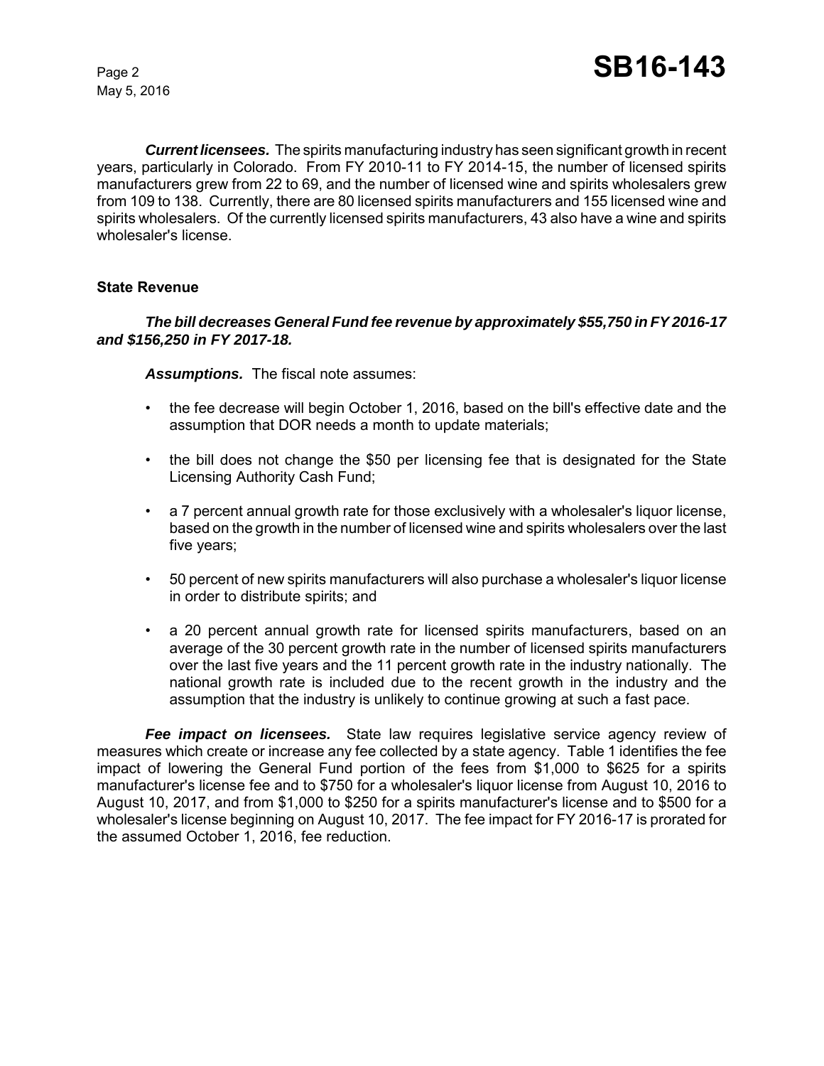***Current licensees.*** The spirits manufacturing industry has seen significant growth in recent years, particularly in Colorado. From FY 2010-11 to FY 2014-15, the number of licensed spirits manufacturers grew from 22 to 69, and the number of licensed wine and spirits wholesalers grew from 109 to 138. Currently, there are 80 licensed spirits manufacturers and 155 licensed wine and spirits wholesalers. Of the currently licensed spirits manufacturers, 43 also have a wine and spirits wholesaler's license.

## State Revenue

***The bill decreases General Fund fee revenue by approximately $55,750 in FY 2016-17 and $156,250 in FY 2017-18.***

***Assumptions.*** The fiscal note assumes:

- the fee decrease will begin October 1, 2016, based on the bill's effective date and the assumption that DOR needs a month to update materials;
- the bill does not change the $50 per licensing fee that is designated for the State Licensing Authority Cash Fund;
- a 7 percent annual growth rate for those exclusively with a wholesaler's liquor license, based on the growth in the number of licensed wine and spirits wholesalers over the last five years;
- 50 percent of new spirits manufacturers will also purchase a wholesaler's liquor license in order to distribute spirits; and
- a 20 percent annual growth rate for licensed spirits manufacturers, based on an average of the 30 percent growth rate in the number of licensed spirits manufacturers over the last five years and the 11 percent growth rate in the industry nationally. The national growth rate is included due to the recent growth in the industry and the assumption that the industry is unlikely to continue growing at such a fast pace.

***Fee impact on licensees.*** State law requires legislative service agency review of measures which create or increase any fee collected by a state agency. Table 1 identifies the fee impact of lowering the General Fund portion of the fees from $1,000 to $625 for a spirits manufacturer's license fee and to $750 for a wholesaler's liquor license from August 10, 2016 to August 10, 2017, and from $1,000 to $250 for a spirits manufacturer's license and to $500 for a wholesaler's license beginning on August 10, 2017. The fee impact for FY 2016-17 is prorated for the assumed October 1, 2016, fee reduction.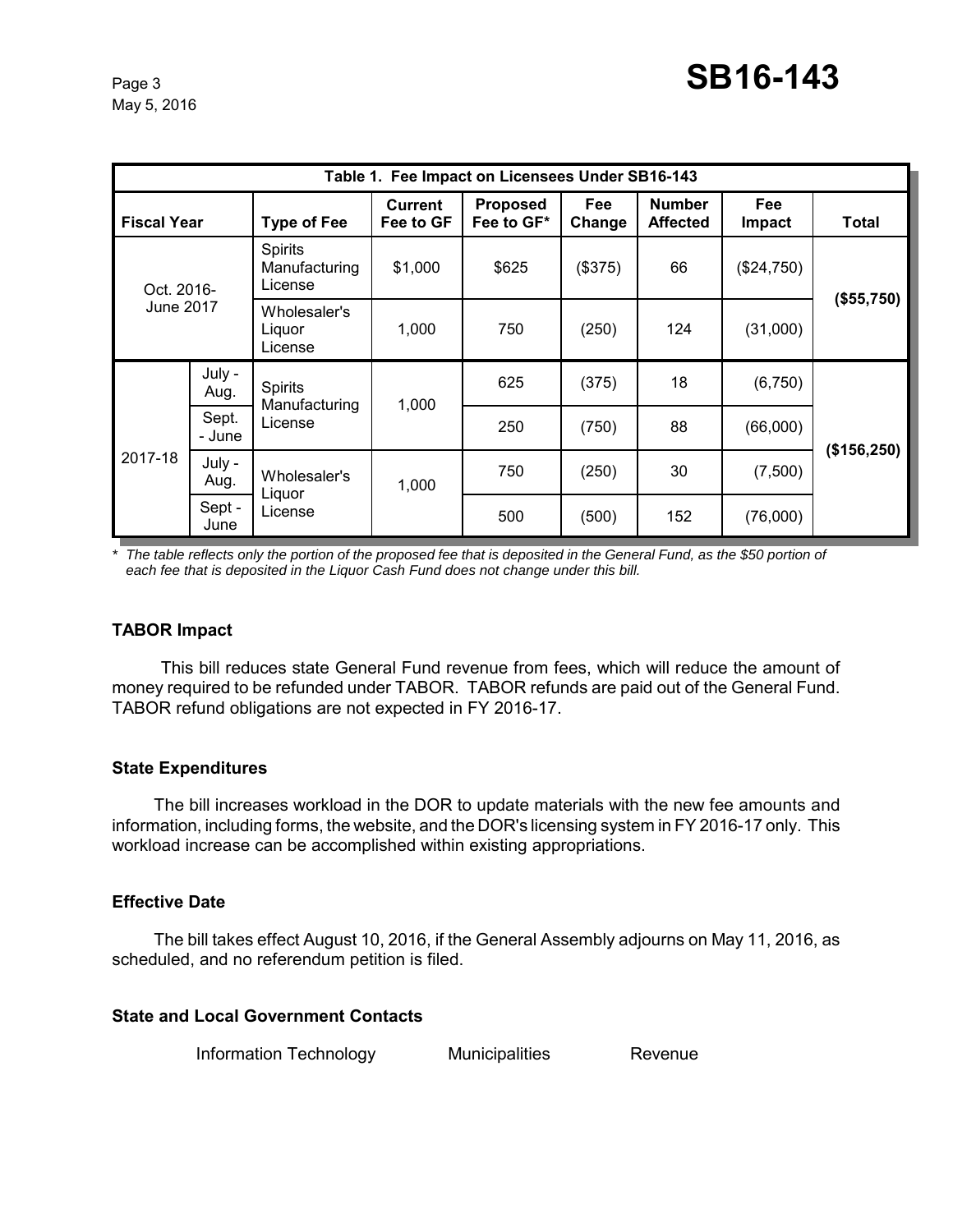**Table 1. Fee Impact on Licensees Under SB16-143**

| Fiscal Year | | Type of Fee | Current Fee to GF | Proposed Fee to GF* | Fee Change | Number Affected | Fee Impact | Total |
|---|---|---|---|---|---|---|---|---|
| Oct. 2016-June 2017 | | Spirits Manufacturing License | $1,000 | $625 | ($375) | 66 | ($24,750) | **($55,750)** |
| | | Wholesaler's Liquor License | 1,000 | 750 | (250) | 124 | (31,000) | |
| 2017-18 | July - Aug. | Spirits Manufacturing License | 1,000 | 625 | (375) | 18 | (6,750) | **($156,250)** |
| | Sept. - June | | | 250 | (750) | 88 | (66,000) | |
| | July - Aug. | Wholesaler's Liquor License | 1,000 | 750 | (250) | 30 | (7,500) | |
| | Sept - June | | | 500 | (500) | 152 | (76,000) | |

*\* The table reflects only the portion of the proposed fee that is deposited in the General Fund, as the $50 portion of each fee that is deposited in the Liquor Cash Fund does not change under this bill.*

### TABOR Impact

This bill reduces state General Fund revenue from fees, which will reduce the amount of money required to be refunded under TABOR. TABOR refunds are paid out of the General Fund. TABOR refund obligations are not expected in FY 2016-17.

### State Expenditures

The bill increases workload in the DOR to update materials with the new fee amounts and information, including forms, the website, and the DOR's licensing system in FY 2016-17 only. This workload increase can be accomplished within existing appropriations.

### Effective Date

The bill takes effect August 10, 2016, if the General Assembly adjourns on May 11, 2016, as scheduled, and no referendum petition is filed.

### State and Local Government Contacts

Information Technology    Municipalities    Revenue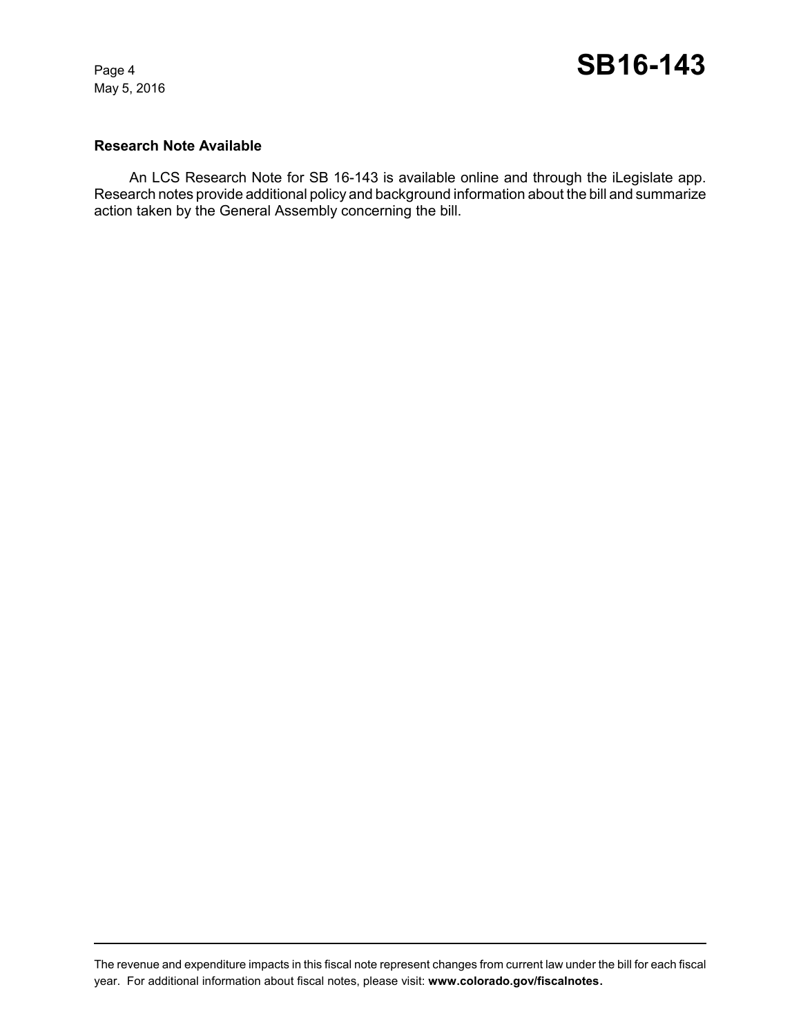### Research Note Available

An LCS Research Note for SB 16-143 is available online and through the iLegislate app. Research notes provide additional policy and background information about the bill and summarize action taken by the General Assembly concerning the bill.

The revenue and expenditure impacts in this fiscal note represent changes from current law under the bill for each fiscal year. For additional information about fiscal notes, please visit: **www.colorado.gov/fiscalnotes.**